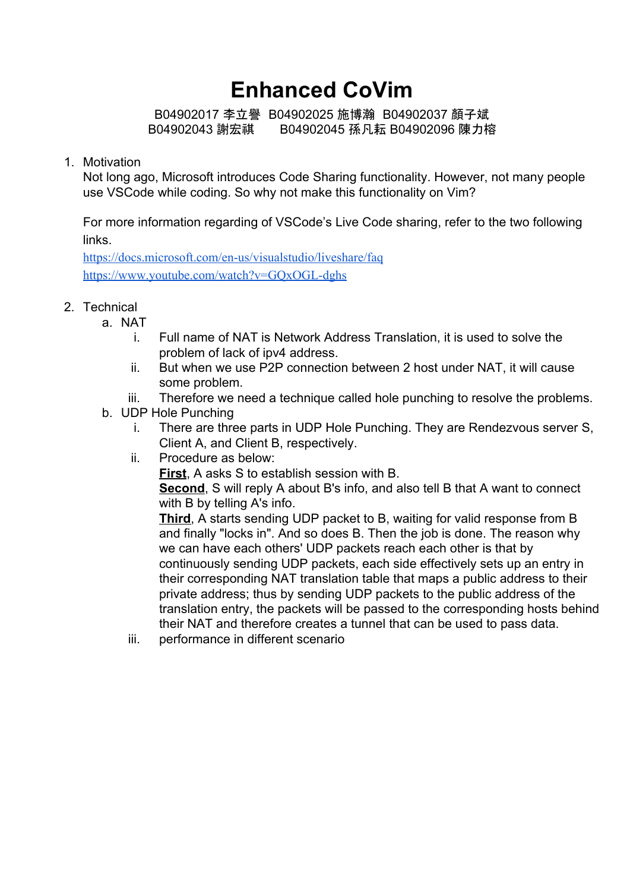# Enhanced CoVim

B04902017 李立譽 B04902025 施博瀚 B04902037 顏子斌
B04902043 謝宏祺 B04902045 孫凡耘 B04902096 陳力榕

1. Motivation
   Not long ago, Microsoft introduces Code Sharing functionality. However, not many people use VSCode while coding. So why not make this functionality on Vim?

   For more information regarding of VSCode's Live Code sharing, refer to the two following links.
   https://docs.microsoft.com/en-us/visualstudio/liveshare/faq
   https://www.youtube.com/watch?v=GQxOGL-dghs

2. Technical
   a. NAT
      i. Full name of NAT is Network Address Translation, it is used to solve the problem of lack of ipv4 address.
      ii. But when we use P2P connection between 2 host under NAT, it will cause some problem.
      iii. Therefore we need a technique called hole punching to resolve the problems.
   b. UDP Hole Punching
      i. There are three parts in UDP Hole Punching. They are Rendezvous server S, Client A, and Client B, respectively.
      ii. Procedure as below:
          **First**, A asks S to establish session with B.
          **Second**, S will reply A about B's info, and also tell B that A want to connect with B by telling A's info.
          **Third**, A starts sending UDP packet to B, waiting for valid response from B and finally "locks in". And so does B. Then the job is done. The reason why we can have each others' UDP packets reach each other is that by continuously sending UDP packets, each side effectively sets up an entry in their corresponding NAT translation table that maps a public address to their private address; thus by sending UDP packets to the public address of the translation entry, the packets will be passed to the corresponding hosts behind their NAT and therefore creates a tunnel that can be used to pass data.
      iii. performance in different scenario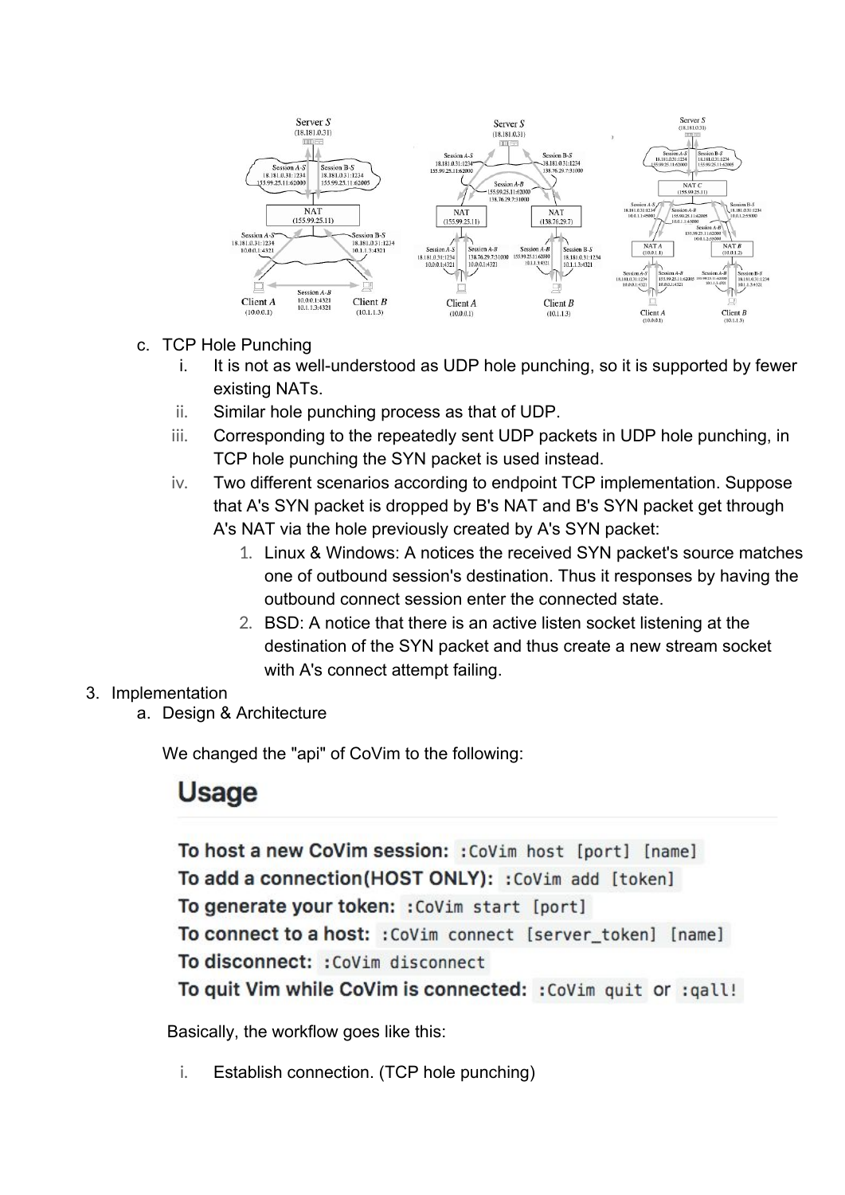c. TCP Hole Punching

   i. It is not as well-understood as UDP hole punching, so it is supported by fewer existing NATs.

   ii. Similar hole punching process as that of UDP.

   iii. Corresponding to the repeatedly sent UDP packets in UDP hole punching, in TCP hole punching the SYN packet is used instead.

   iv. Two different scenarios according to endpoint TCP implementation. Suppose that A's SYN packet is dropped by B's NAT and B's SYN packet get through A's NAT via the hole previously created by A's SYN packet:

      1. Linux & Windows: A notices the received SYN packet's source matches one of outbound session's destination. Thus it responses by having the outbound connect session enter the connected state.

      2. BSD: A notice that there is an active listen socket listening at the destination of the SYN packet and thus create a new stream socket with A's connect attempt failing.

3. Implementation

   a. Design & Architecture

   We changed the "api" of CoVim to the following:

## Usage

**To host a new CoVim session:** `:CoVim host [port] [name]`

**To add a connection(HOST ONLY):** `:CoVim add [token]`

**To generate your token:** `:CoVim start [port]`

**To connect to a host:** `:CoVim connect [server_token] [name]`

**To disconnect:** `:CoVim disconnect`

**To quit Vim while CoVim is connected:** `:CoVim quit` or `:qall!`

Basically, the workflow goes like this:

   i. Establish connection. (TCP hole punching)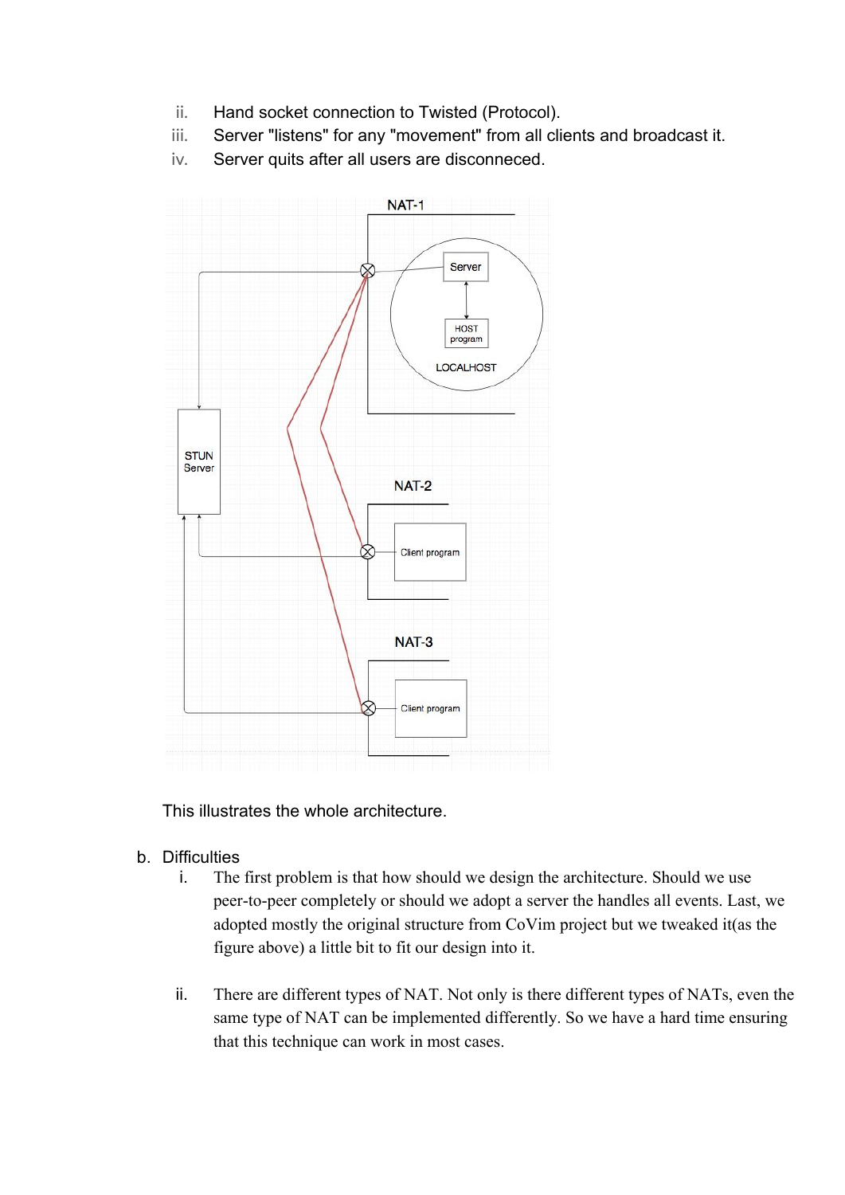ii. Hand socket connection to Twisted (Protocol).
iii. Server "listens" for any "movement" from all clients and broadcast it.
iv. Server quits after all users are disconneced.

This illustrates the whole architecture.

b. Difficulties

i. The first problem is that how should we design the architecture. Should we use peer-to-peer completely or should we adopt a server the handles all events. Last, we adopted mostly the original structure from CoVim project but we tweaked it(as the figure above) a little bit to fit our design into it.

ii. There are different types of NAT. Not only is there different types of NATs, even the same type of NAT can be implemented differently. So we have a hard time ensuring that this technique can work in most cases.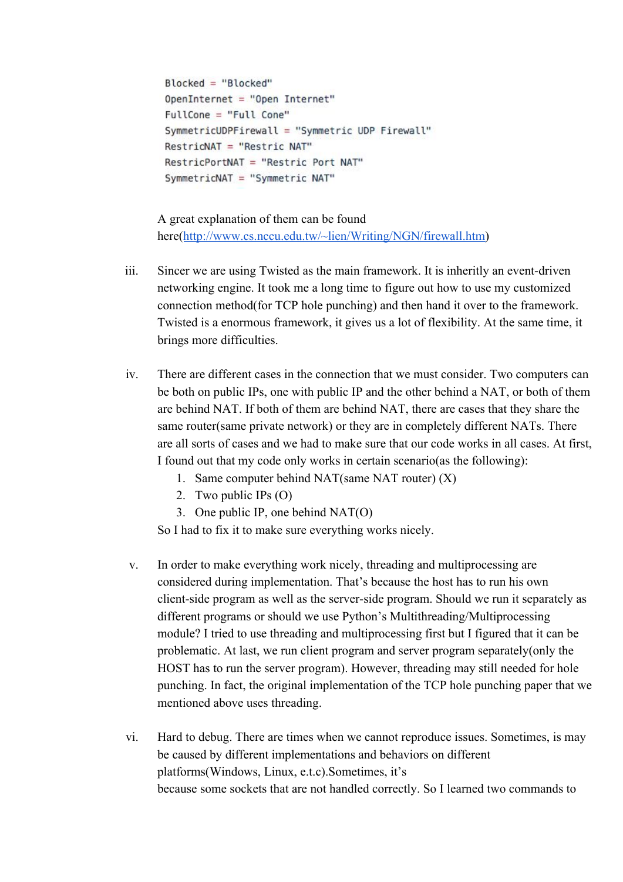```
Blocked = "Blocked"
OpenInternet = "Open Internet"
FullCone = "Full Cone"
SymmetricUDPFirewall = "Symmetric UDP Firewall"
RestricNAT = "Restric NAT"
RestricPortNAT = "Restric Port NAT"
SymmetricNAT = "Symmetric NAT"
```

A great explanation of them can be found here([http://www.cs.nccu.edu.tw/~lien/Writing/NGN/firewall.htm](http://www.cs.nccu.edu.tw/~lien/Writing/NGN/firewall.htm))

iii. Sincer we are using Twisted as the main framework. It is inheritly an event-driven networking engine. It took me a long time to figure out how to use my customized connection method(for TCP hole punching) and then hand it over to the framework. Twisted is a enormous framework, it gives us a lot of flexibility. At the same time, it brings more difficulties.

iv. There are different cases in the connection that we must consider. Two computers can be both on public IPs, one with public IP and the other behind a NAT, or both of them are behind NAT. If both of them are behind NAT, there are cases that they share the same router(same private network) or they are in completely different NATs. There are all sorts of cases and we had to make sure that our code works in all cases. At first, I found out that my code only works in certain scenario(as the following):
   1. Same computer behind NAT(same NAT router) (X)
   2. Two public IPs (O)
   3. One public IP, one behind NAT(O)

   So I had to fix it to make sure everything works nicely.

v. In order to make everything work nicely, threading and multiprocessing are considered during implementation. That's because the host has to run his own client-side program as well as the server-side program. Should we run it separately as different programs or should we use Python's Multithreading/Multiprocessing module? I tried to use threading and multiprocessing first but I figured that it can be problematic. At last, we run client program and server program separately(only the HOST has to run the server program). However, threading may still needed for hole punching. In fact, the original implementation of the TCP hole punching paper that we mentioned above uses threading.

vi. Hard to debug. There are times when we cannot reproduce issues. Sometimes, is may be caused by different implementations and behaviors on different platforms(Windows, Linux, e.t.c).Sometimes, it's because some sockets that are not handled correctly. So I learned two commands to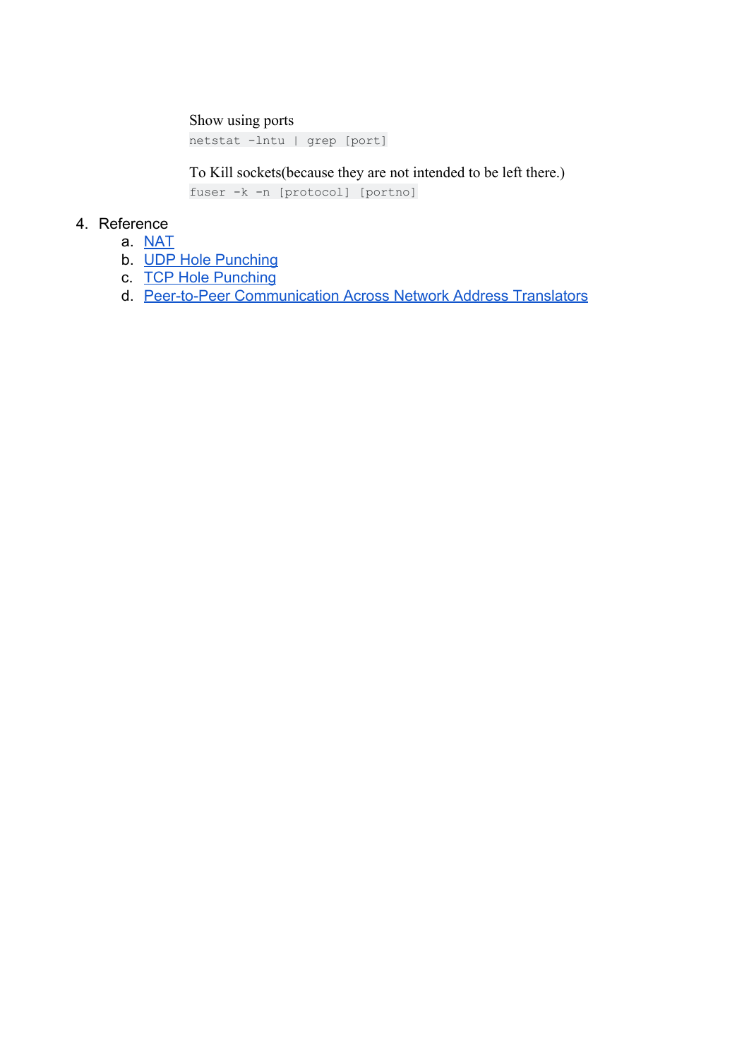Show using ports

```
netstat -lntu | grep [port]
```

To Kill sockets(because they are not intended to be left there.)

```
fuser -k -n [protocol] [portno]
```

4. Reference
    a. NAT
    b. UDP Hole Punching
    c. TCP Hole Punching
    d. Peer-to-Peer Communication Across Network Address Translators